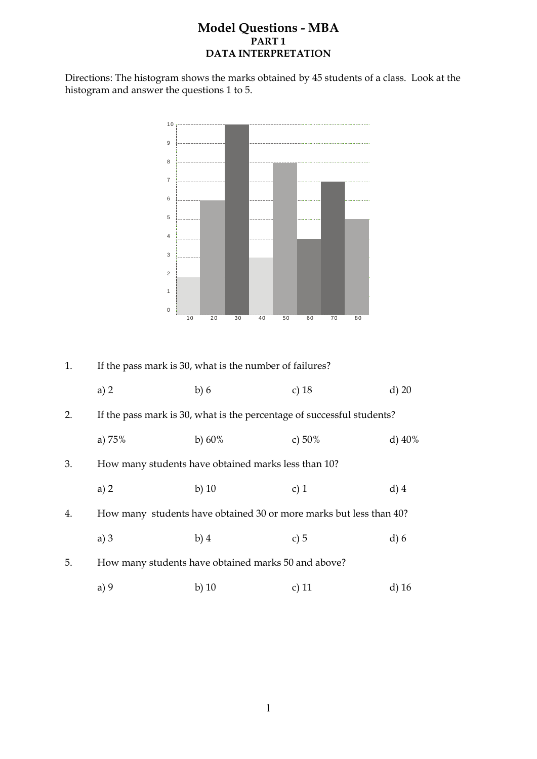# Model Questions - MBA

## PART 1

## DATA INTERPRETATION

Directions: The histogram shows the marks obtained by 45 students of a class. Look at the histogram and answer the questions 1 to 5.

1. If the pass mark is 30, what is the number of failures?

   a) 2 b) 6 c) 18 d) 20

2. If the pass mark is 30, what is the percentage of successful students?

   a) 75% b) 60% c) 50% d) 40%

3. How many students have obtained marks less than 10?

   a) 2 b) 10 c) 1 d) 4

4. How many students have obtained 30 or more marks but less than 40?

   a) 3 b) 4 c) 5 d) 6

5. How many students have obtained marks 50 and above?

   a) 9 b) 10 c) 11 d) 16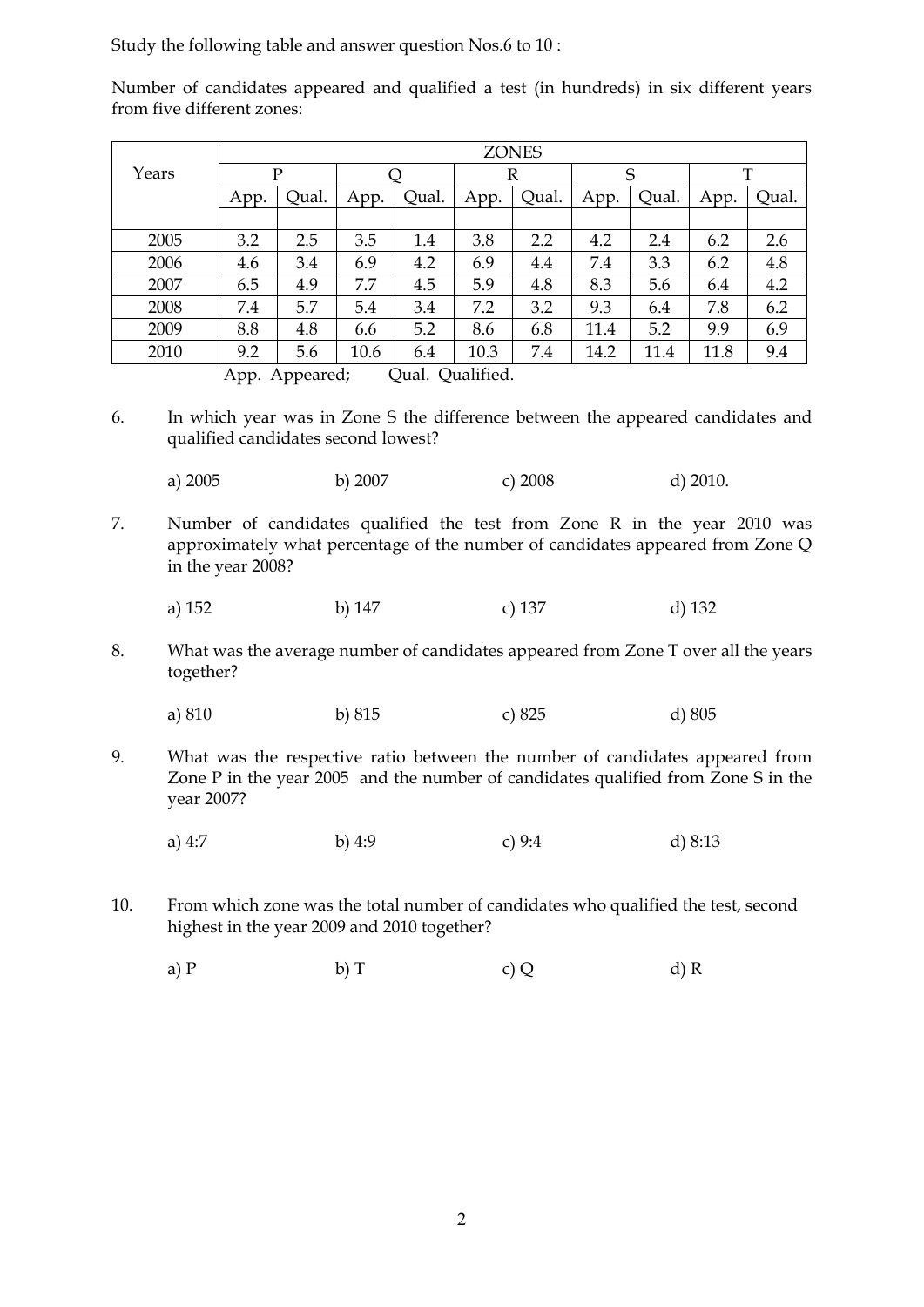Study the following table and answer question Nos.6 to 10 :

Number of candidates appeared and qualified a test (in hundreds) in six different years from five different zones:

| Years | ZONES | | | | | | | | | |
|---|---|---|---|---|---|---|---|---|---|---|
| | P | | Q | | R | | S | | T | |
| | App. | Qual. | App. | Qual. | App. | Qual. | App. | Qual. | App. | Qual. |
| 2005 | 3.2 | 2.5 | 3.5 | 1.4 | 3.8 | 2.2 | 4.2 | 2.4 | 6.2 | 2.6 |
| 2006 | 4.6 | 3.4 | 6.9 | 4.2 | 6.9 | 4.4 | 7.4 | 3.3 | 6.2 | 4.8 |
| 2007 | 6.5 | 4.9 | 7.7 | 4.5 | 5.9 | 4.8 | 8.3 | 5.6 | 6.4 | 4.2 |
| 2008 | 7.4 | 5.7 | 5.4 | 3.4 | 7.2 | 3.2 | 9.3 | 6.4 | 7.8 | 6.2 |
| 2009 | 8.8 | 4.8 | 6.6 | 5.2 | 8.6 | 6.8 | 11.4 | 5.2 | 9.9 | 6.9 |
| 2010 | 9.2 | 5.6 | 10.6 | 6.4 | 10.3 | 7.4 | 14.2 | 11.4 | 11.8 | 9.4 |

App. Appeared; Qual. Qualified.

6. In which year was in Zone S the difference between the appeared candidates and qualified candidates second lowest?

   a) 2005 b) 2007 c) 2008 d) 2010.

7. Number of candidates qualified the test from Zone R in the year 2010 was approximately what percentage of the number of candidates appeared from Zone Q in the year 2008?

   a) 152 b) 147 c) 137 d) 132

8. What was the average number of candidates appeared from Zone T over all the years together?

   a) 810 b) 815 c) 825 d) 805

9. What was the respective ratio between the number of candidates appeared from Zone P in the year 2005 and the number of candidates qualified from Zone S in the year 2007?

   a) 4:7 b) 4:9 c) 9:4 d) 8:13

10. From which zone was the total number of candidates who qualified the test, second highest in the year 2009 and 2010 together?

    a) P b) T c) Q d) R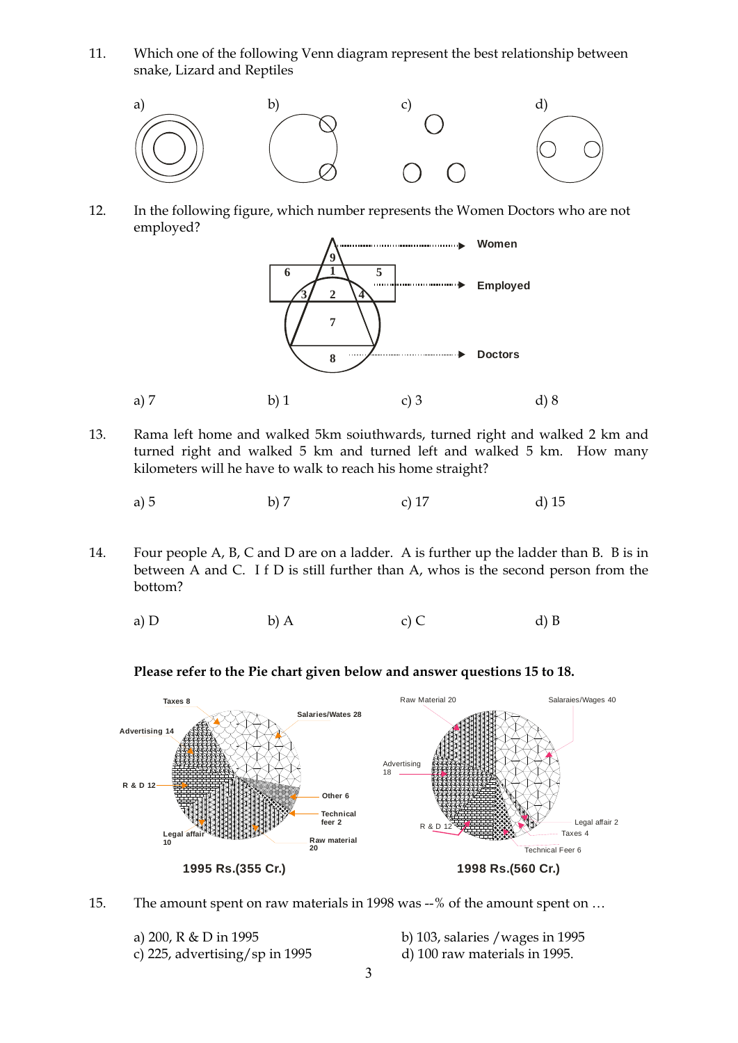11. Which one of the following Venn diagram represent the best relationship between snake, Lizard and Reptiles

a) b) c) d)

12. In the following figure, which number represents the Women Doctors who are not employed?

Women

Employed

Doctors

a) 7 b) 1 c) 3 d) 8

13. Rama left home and walked 5km soiuthwards, turned right and walked 2 km and turned right and walked 5 km and turned left and walked 5 km. How many kilometers will he have to walk to reach his home straight?

a) 5 b) 7 c) 17 d) 15

14. Four people A, B, C and D are on a ladder. A is further up the ladder than B. B is in between A and C. I f D is still further than A, whos is the second person from the bottom?

a) D b) A c) C d) B

**Please refer to the Pie chart given below and answer questions 15 to 18.**

| 1995 Rs.(355 Cr.) | |
|---|---|
| Taxes | 8 |
| Salaries/Wates | 28 |
| Advertising | 14 |
| R & D | 12 |
| Other | 6 |
| Technical feer | 2 |
| Legal affair | 10 |
| Raw material | 20 |

| 1998 Rs.(560 Cr.) | |
|---|---|
| Raw Material | 20 |
| Salaraies/Wages | 40 |
| Advertising | 18 |
| R & D | 12 |
| Legal affair | 2 |
| Taxes | 4 |
| Technical Feer | 6 |

15. The amount spent on raw materials in 1998 was --% of the amount spent on …

a) 200, R & D in 1995
b) 103, salaries /wages in 1995
c) 225, advertising/sp in 1995
d) 100 raw materials in 1995.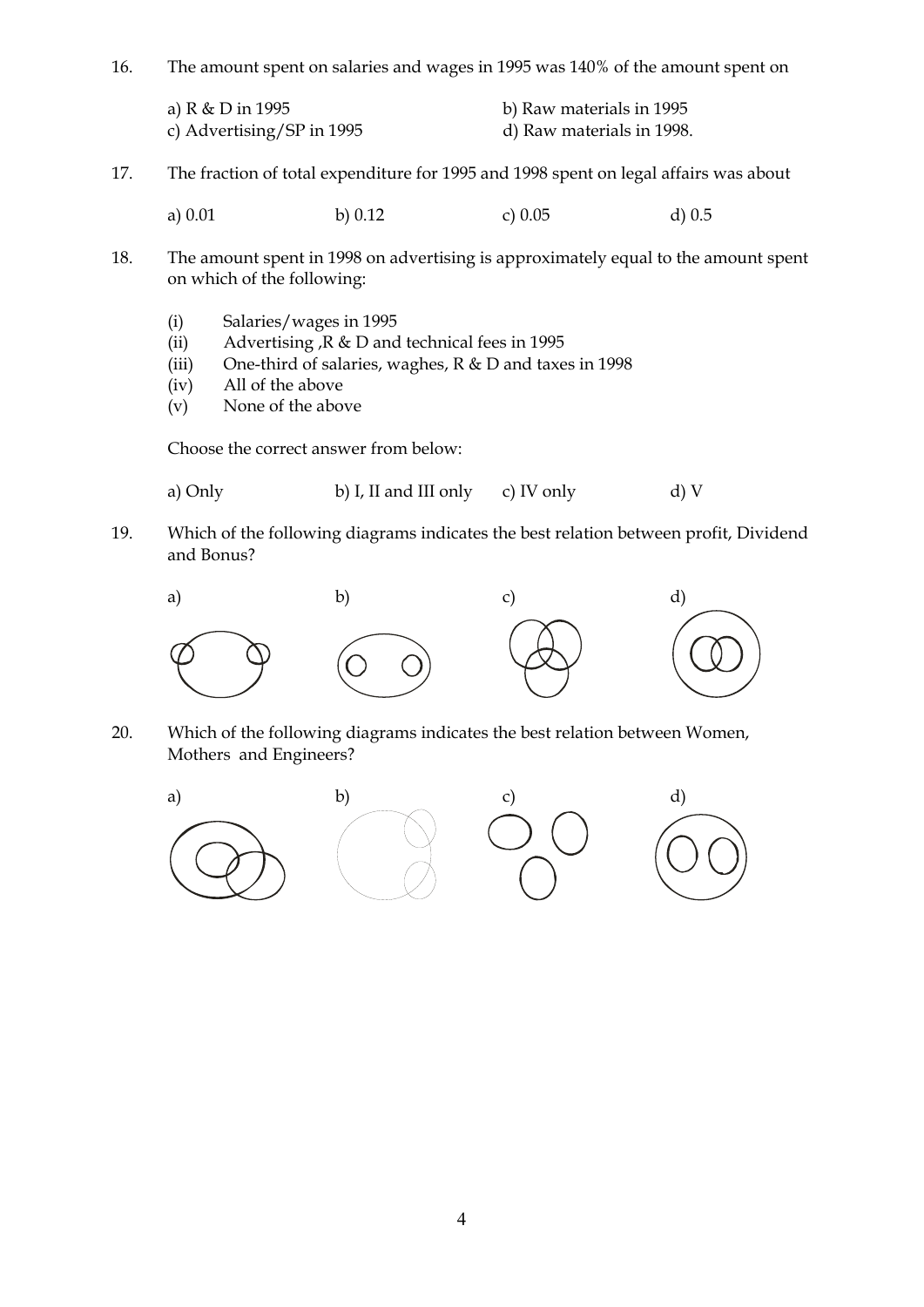16. The amount spent on salaries and wages in 1995 was 140% of the amount spent on

    a) R & D in 1995
    b) Raw materials in 1995
    c) Advertising/SP in 1995
    d) Raw materials in 1998.

17. The fraction of total expenditure for 1995 and 1998 spent on legal affairs was about

    a) 0.01 b) 0.12 c) 0.05 d) 0.5

18. The amount spent in 1998 on advertising is approximately equal to the amount spent on which of the following:

    (i) Salaries/wages in 1995
    (ii) Advertising ,R & D and technical fees in 1995
    (iii) One-third of salaries, waghes, R & D and taxes in 1998
    (iv) All of the above
    (v) None of the above

    Choose the correct answer from below:

    a) Only b) I, II and III only c) IV only d) V

19. Which of the following diagrams indicates the best relation between profit, Dividend and Bonus?

    a) b) c) d)

20. Which of the following diagrams indicates the best relation between Women, Mothers and Engineers?

    a) b) c) d)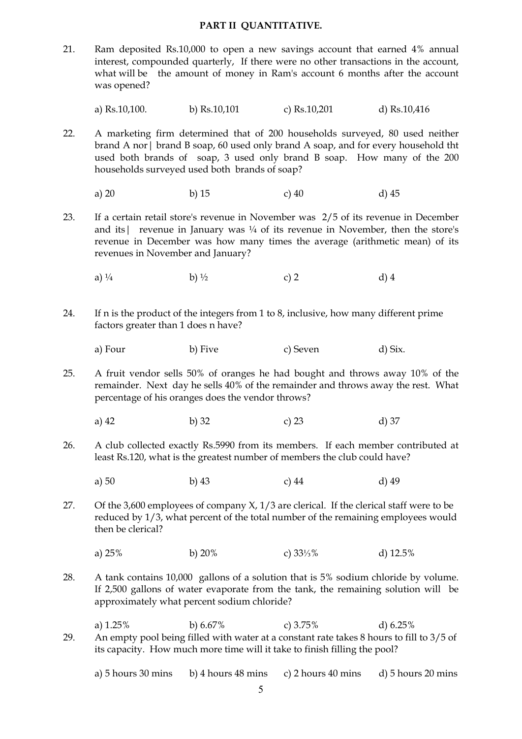**PART II QUANTITATIVE.**

21. Ram deposited Rs.10,000 to open a new savings account that earned 4% annual interest, compounded quarterly, If there were no other transactions in the account, what will be the amount of money in Ram's account 6 months after the account was opened?

    a) Rs.10,100. b) Rs.10,101 c) Rs.10,201 d) Rs.10,416

22. A marketing firm determined that of 200 households surveyed, 80 used neither brand A nor| brand B soap, 60 used only brand A soap, and for every household tht used both brands of soap, 3 used only brand B soap. How many of the 200 households surveyed used both brands of soap?

    a) 20 b) 15 c) 40 d) 45

23. If a certain retail store's revenue in November was 2/5 of its revenue in December and its| revenue in January was ¼ of its revenue in November, then the store's revenue in December was how many times the average (arithmetic mean) of its revenues in November and January?

    a) ¼ b) ½ c) 2 d) 4

24. If n is the product of the integers from 1 to 8, inclusive, how many different prime factors greater than 1 does n have?

    a) Four b) Five c) Seven d) Six.

25. A fruit vendor sells 50% of oranges he had bought and throws away 10% of the remainder. Next day he sells 40% of the remainder and throws away the rest. What percentage of his oranges does the vendor throws?

    a) 42 b) 32 c) 23 d) 37

26. A club collected exactly Rs.5990 from its members. If each member contributed at least Rs.120, what is the greatest number of members the club could have?

    a) 50 b) 43 c) 44 d) 49

27. Of the 3,600 employees of company X, 1/3 are clerical. If the clerical staff were to be reduced by 1/3, what percent of the total number of the remaining employees would then be clerical?

    a) 25% b) 20% c) 33⅓% d) 12.5%

28. A tank contains 10,000 gallons of a solution that is 5% sodium chloride by volume. If 2,500 gallons of water evaporate from the tank, the remaining solution will be approximately what percent sodium chloride?

    a) 1.25% b) 6.67% c) 3.75% d) 6.25%

29. An empty pool being filled with water at a constant rate takes 8 hours to fill to 3/5 of its capacity. How much more time will it take to finish filling the pool?

    a) 5 hours 30 mins b) 4 hours 48 mins c) 2 hours 40 mins d) 5 hours 20 mins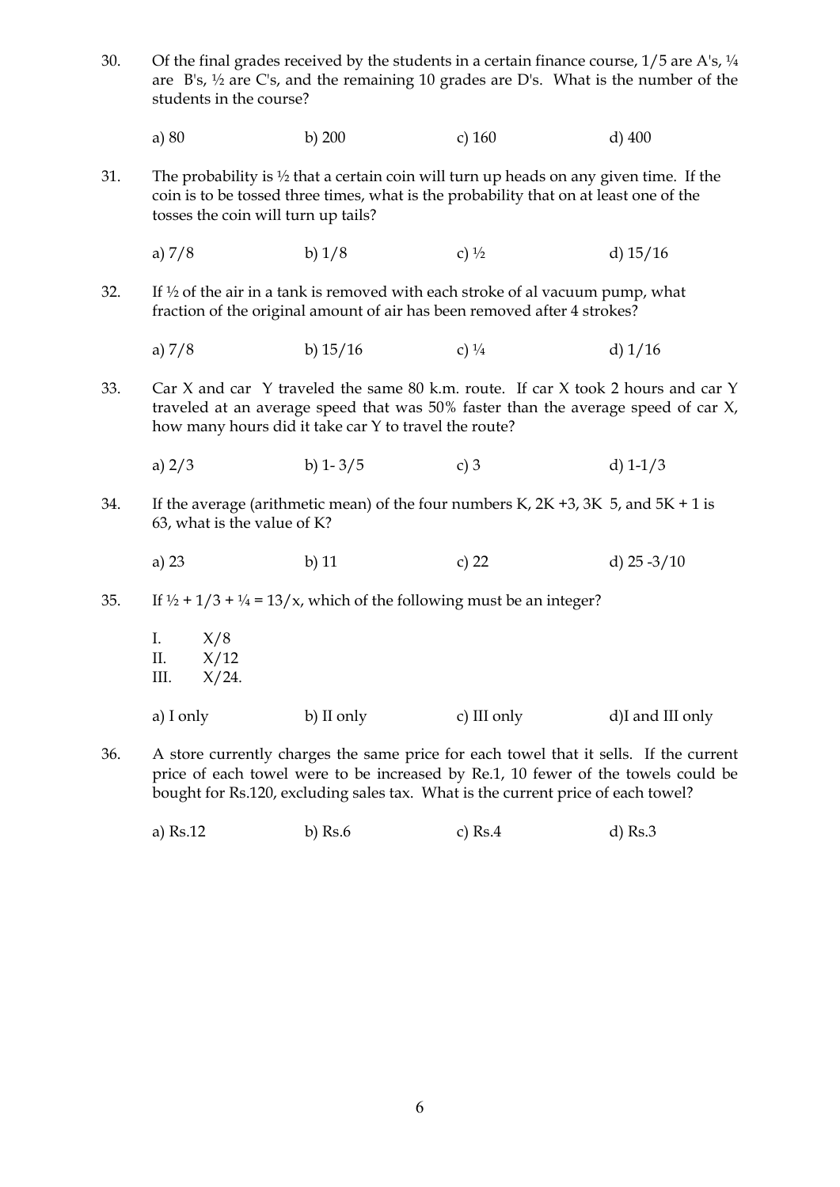30. Of the final grades received by the students in a certain finance course, 1/5 are A's, ¼ are B's, ½ are C's, and the remaining 10 grades are D's. What is the number of the students in the course?

    a) 80 b) 200 c) 160 d) 400

31. The probability is ½ that a certain coin will turn up heads on any given time. If the coin is to be tossed three times, what is the probability that on at least one of the tosses the coin will turn up tails?

    a) 7/8 b) 1/8 c) ½ d) 15/16

32. If ½ of the air in a tank is removed with each stroke of al vacuum pump, what fraction of the original amount of air has been removed after 4 strokes?

    a) 7/8 b) 15/16 c) ¼ d) 1/16

33. Car X and car Y traveled the same 80 k.m. route. If car X took 2 hours and car Y traveled at an average speed that was 50% faster than the average speed of car X, how many hours did it take car Y to travel the route?

    a) 2/3 b) 1- 3/5 c) 3 d) 1-1/3

34. If the average (arithmetic mean) of the four numbers K, 2K +3, 3K 5, and 5K + 1 is 63, what is the value of K?

    a) 23 b) 11 c) 22 d) 25 -3/10

35. If ½ + 1/3 + ¼ = 13/x, which of the following must be an integer?

    I. X/8
    II. X/12
    III. X/24.

    a) I only b) II only c) III only d)I and III only

36. A store currently charges the same price for each towel that it sells. If the current price of each towel were to be increased by Re.1, 10 fewer of the towels could be bought for Rs.120, excluding sales tax. What is the current price of each towel?

    a) Rs.12 b) Rs.6 c) Rs.4 d) Rs.3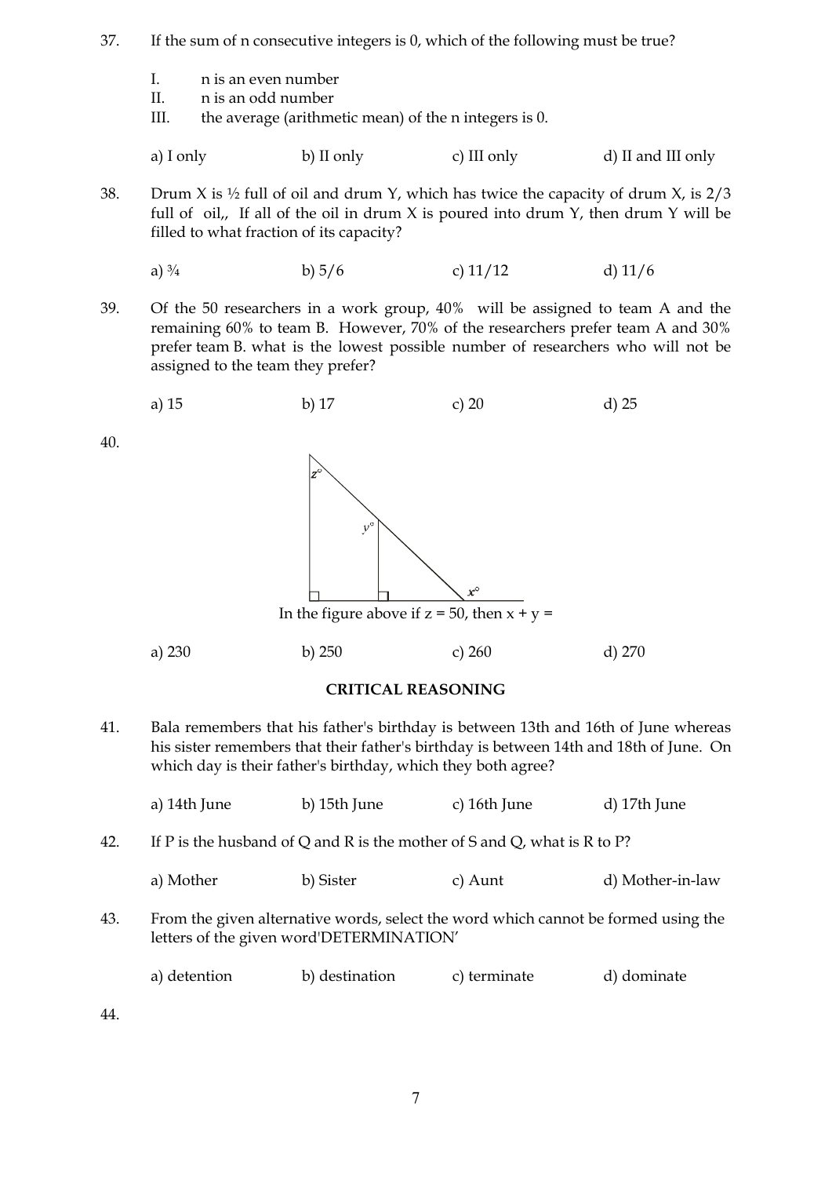37. If the sum of n consecutive integers is 0, which of the following must be true?

 I. n is an even number
 II. n is an odd number
 III. the average (arithmetic mean) of the n integers is 0.

 a) I only b) II only c) III only d) II and III only

38. Drum X is ½ full of oil and drum Y, which has twice the capacity of drum X, is 2/3 full of oil,, If all of the oil in drum X is poured into drum Y, then drum Y will be filled to what fraction of its capacity?

 a) ¾ b) 5/6 c) 11/12 d) 11/6

39. Of the 50 researchers in a work group, 40% will be assigned to team A and the remaining 60% to team B. However, 70% of the researchers prefer team A and 30% prefer team B. what is the lowest possible number of researchers who will not be assigned to the team they prefer?

 a) 15 b) 17 c) 20 d) 25

40.

 In the figure above if z = 50, then x + y =

 a) 230 b) 250 c) 260 d) 270

## CRITICAL REASONING

41. Bala remembers that his father's birthday is between 13th and 16th of June whereas his sister remembers that their father's birthday is between 14th and 18th of June. On which day is their father's birthday, which they both agree?

 a) 14th June b) 15th June c) 16th June d) 17th June

42. If P is the husband of Q and R is the mother of S and Q, what is R to P?

 a) Mother b) Sister c) Aunt d) Mother-in-law

43. From the given alternative words, select the word which cannot be formed using the letters of the given word'DETERMINATION'

 a) detention b) destination c) terminate d) dominate

44.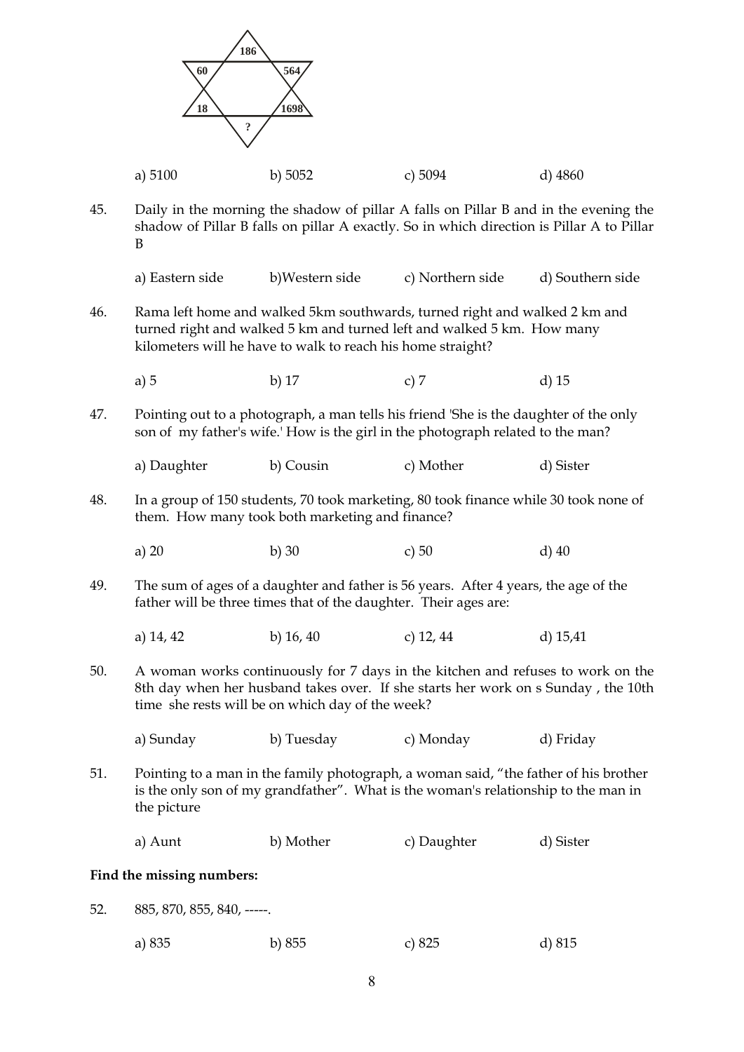186

60 564

18 1698

?

a) 5100 b) 5052 c) 5094 d) 4860

45. Daily in the morning the shadow of pillar A falls on Pillar B and in the evening the shadow of Pillar B falls on pillar A exactly. So in which direction is Pillar A to Pillar B

a) Eastern side b)Western side c) Northern side d) Southern side

46. Rama left home and walked 5km southwards, turned right and walked 2 km and turned right and walked 5 km and turned left and walked 5 km. How many kilometers will he have to walk to reach his home straight?

a) 5 b) 17 c) 7 d) 15

47. Pointing out to a photograph, a man tells his friend 'She is the daughter of the only son of my father's wife.' How is the girl in the photograph related to the man?

a) Daughter b) Cousin c) Mother d) Sister

48. In a group of 150 students, 70 took marketing, 80 took finance while 30 took none of them. How many took both marketing and finance?

a) 20 b) 30 c) 50 d) 40

49. The sum of ages of a daughter and father is 56 years. After 4 years, the age of the father will be three times that of the daughter. Their ages are:

a) 14, 42 b) 16, 40 c) 12, 44 d) 15,41

50. A woman works continuously for 7 days in the kitchen and refuses to work on the 8th day when her husband takes over. If she starts her work on s Sunday , the 10th time she rests will be on which day of the week?

a) Sunday b) Tuesday c) Monday d) Friday

51. Pointing to a man in the family photograph, a woman said, "the father of his brother is the only son of my grandfather". What is the woman's relationship to the man in the picture

a) Aunt b) Mother c) Daughter d) Sister

**Find the missing numbers:**

52. 885, 870, 855, 840, -----.

a) 835 b) 855 c) 825 d) 815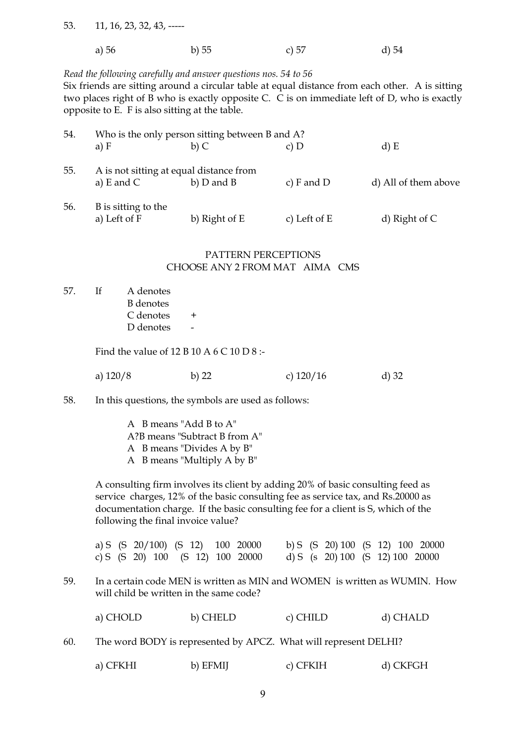53. 11, 16, 23, 32, 43, -----

a) 56 b) 55 c) 57 d) 54

*Read the following carefully and answer questions nos. 54 to 56*

Six friends are sitting around a circular table at equal distance from each other. A is sitting two places right of B who is exactly opposite C. C is on immediate left of D, who is exactly opposite to E. F is also sitting at the table.

54. Who is the only person sitting between B and A?

a) F b) C c) D d) E

55. A is not sitting at equal distance from

a) E and C b) D and B c) F and D d) All of them above

56. B is sitting to the

a) Left of F b) Right of E c) Left of E d) Right of C

PATTERN PERCEPTIONS

CHOOSE ANY 2 FROM MAT AIMA CMS

57. If A denotes
B denotes
C denotes +
D denotes -

Find the value of 12 B 10 A 6 C 10 D 8 :-

a) 120/8 b) 22 c) 120/16 d) 32

58. In this questions, the symbols are used as follows:

A B means "Add B to A"
A?B means "Subtract B from A"
A B means "Divides A by B"
A B means "Multiply A by B"

A consulting firm involves its client by adding 20% of basic consulting feed as service charges, 12% of the basic consulting fee as service tax, and Rs.20000 as documentation charge. If the basic consulting fee for a client is S, which of the following the final invoice value?

a) S (S 20/100) (S 12) 100 20000
b) S (S 20) 100 (S 12) 100 20000
c) S (S 20) 100 (S 12) 100 20000
d) S (s 20) 100 (S 12) 100 20000

59. In a certain code MEN is written as MIN and WOMEN is written as WUMIN. How will child be written in the same code?

a) CHOLD b) CHELD c) CHILD d) CHALD

60. The word BODY is represented by APCZ. What will represent DELHI?

a) CFKHI b) EFMIJ c) CFKIH d) CKFGH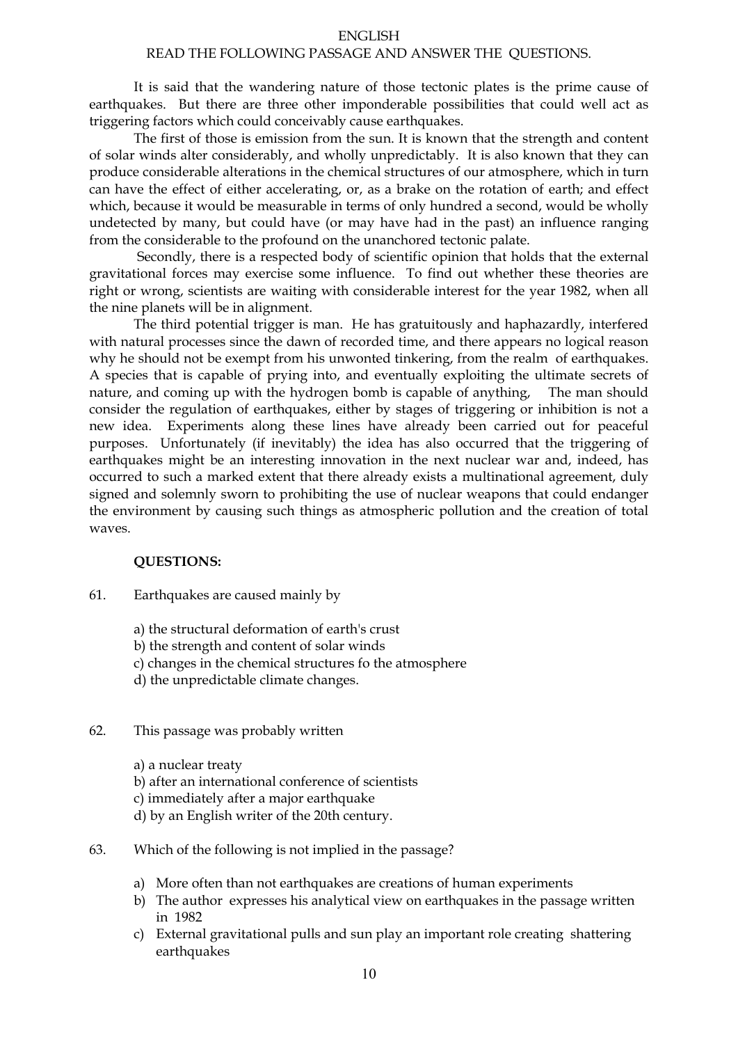ENGLISH

READ THE FOLLOWING PASSAGE AND ANSWER THE QUESTIONS.

It is said that the wandering nature of those tectonic plates is the prime cause of earthquakes. But there are three other imponderable possibilities that could well act as triggering factors which could conceivably cause earthquakes.

The first of those is emission from the sun. It is known that the strength and content of solar winds alter considerably, and wholly unpredictably. It is also known that they can produce considerable alterations in the chemical structures of our atmosphere, which in turn can have the effect of either accelerating, or, as a brake on the rotation of earth; and effect which, because it would be measurable in terms of only hundred a second, would be wholly undetected by many, but could have (or may have had in the past) an influence ranging from the considerable to the profound on the unanchored tectonic palate.

Secondly, there is a respected body of scientific opinion that holds that the external gravitational forces may exercise some influence. To find out whether these theories are right or wrong, scientists are waiting with considerable interest for the year 1982, when all the nine planets will be in alignment.

The third potential trigger is man. He has gratuitously and haphazardly, interfered with natural processes since the dawn of recorded time, and there appears no logical reason why he should not be exempt from his unwonted tinkering, from the realm of earthquakes. A species that is capable of prying into, and eventually exploiting the ultimate secrets of nature, and coming up with the hydrogen bomb is capable of anything, The man should consider the regulation of earthquakes, either by stages of triggering or inhibition is not a new idea. Experiments along these lines have already been carried out for peaceful purposes. Unfortunately (if inevitably) the idea has also occurred that the triggering of earthquakes might be an interesting innovation in the next nuclear war and, indeed, has occurred to such a marked extent that there already exists a multinational agreement, duly signed and solemnly sworn to prohibiting the use of nuclear weapons that could endanger the environment by causing such things as atmospheric pollution and the creation of total waves.

**QUESTIONS:**

61. Earthquakes are caused mainly by

    a) the structural deformation of earth's crust
    b) the strength and content of solar winds
    c) changes in the chemical structures fo the atmosphere
    d) the unpredictable climate changes.

62. This passage was probably written

    a) a nuclear treaty
    b) after an international conference of scientists
    c) immediately after a major earthquake
    d) by an English writer of the 20th century.

63. Which of the following is not implied in the passage?

    a) More often than not earthquakes are creations of human experiments
    b) The author expresses his analytical view on earthquakes in the passage written in 1982
    c) External gravitational pulls and sun play an important role creating shattering earthquakes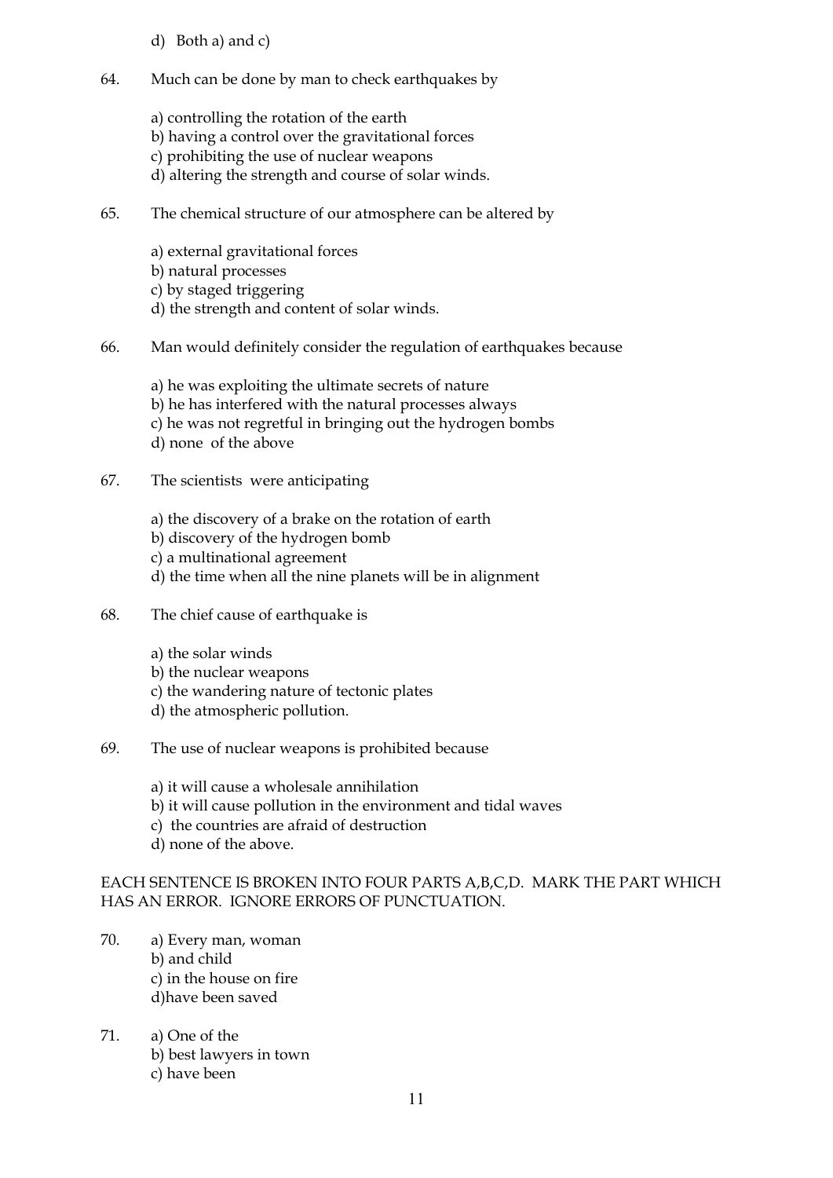d) Both a) and c)

64. Much can be done by man to check earthquakes by

a) controlling the rotation of the earth
b) having a control over the gravitational forces
c) prohibiting the use of nuclear weapons
d) altering the strength and course of solar winds.

65. The chemical structure of our atmosphere can be altered by

a) external gravitational forces
b) natural processes
c) by staged triggering
d) the strength and content of solar winds.

66. Man would definitely consider the regulation of earthquakes because

a) he was exploiting the ultimate secrets of nature
b) he has interfered with the natural processes always
c) he was not regretful in bringing out the hydrogen bombs
d) none of the above

67. The scientists were anticipating

a) the discovery of a brake on the rotation of earth
b) discovery of the hydrogen bomb
c) a multinational agreement
d) the time when all the nine planets will be in alignment

68. The chief cause of earthquake is

a) the solar winds
b) the nuclear weapons
c) the wandering nature of tectonic plates
d) the atmospheric pollution.

69. The use of nuclear weapons is prohibited because

a) it will cause a wholesale annihilation
b) it will cause pollution in the environment and tidal waves
c) the countries are afraid of destruction
d) none of the above.

EACH SENTENCE IS BROKEN INTO FOUR PARTS A,B,C,D. MARK THE PART WHICH HAS AN ERROR. IGNORE ERRORS OF PUNCTUATION.

70. a) Every man, woman
b) and child
c) in the house on fire
d)have been saved

71. a) One of the
b) best lawyers in town
c) have been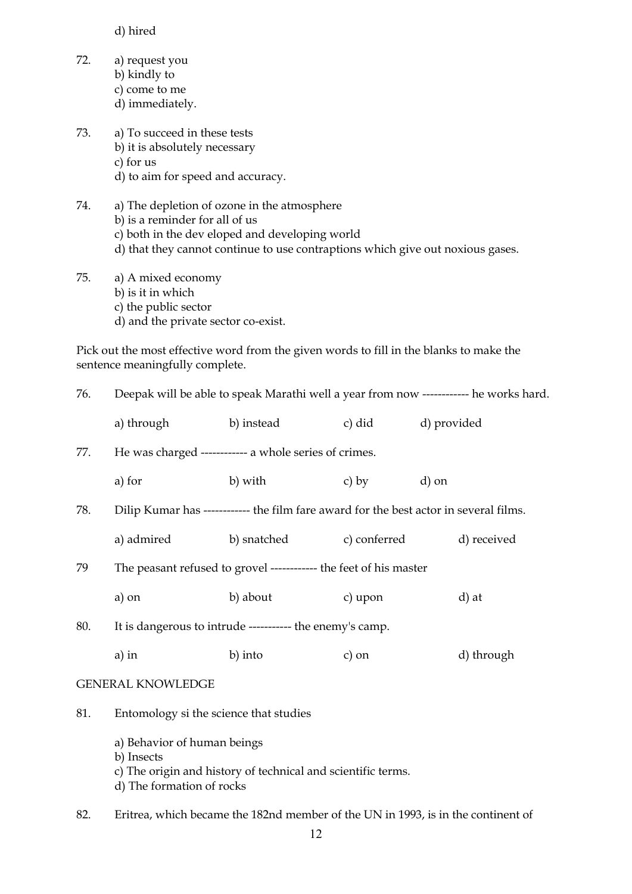d) hired

72. a) request you
    b) kindly to
    c) come to me
    d) immediately.

73. a) To succeed in these tests
    b) it is absolutely necessary
    c) for us
    d) to aim for speed and accuracy.

74. a) The depletion of ozone in the atmosphere
    b) is a reminder for all of us
    c) both in the dev eloped and developing world
    d) that they cannot continue to use contraptions which give out noxious gases.

75. a) A mixed economy
    b) is it in which
    c) the public sector
    d) and the private sector co-exist.

Pick out the most effective word from the given words to fill in the blanks to make the sentence meaningfully complete.

76. Deepak will be able to speak Marathi well a year from now ------------ he works hard.

    a) through    b) instead    c) did    d) provided

77. He was charged ------------ a whole series of crimes.

    a) for    b) with    c) by    d) on

78. Dilip Kumar has ------------ the film fare award for the best actor in several films.

    a) admired    b) snatched    c) conferred    d) received

79 The peasant refused to grovel ------------ the feet of his master

    a) on    b) about    c) upon    d) at

80. It is dangerous to intrude ----------- the enemy's camp.

    a) in    b) into    c) on    d) through

GENERAL KNOWLEDGE

81. Entomology si the science that studies

    a) Behavior of human beings
    b) Insects
    c) The origin and history of technical and scientific terms.
    d) The formation of rocks

82. Eritrea, which became the 182nd member of the UN in 1993, is in the continent of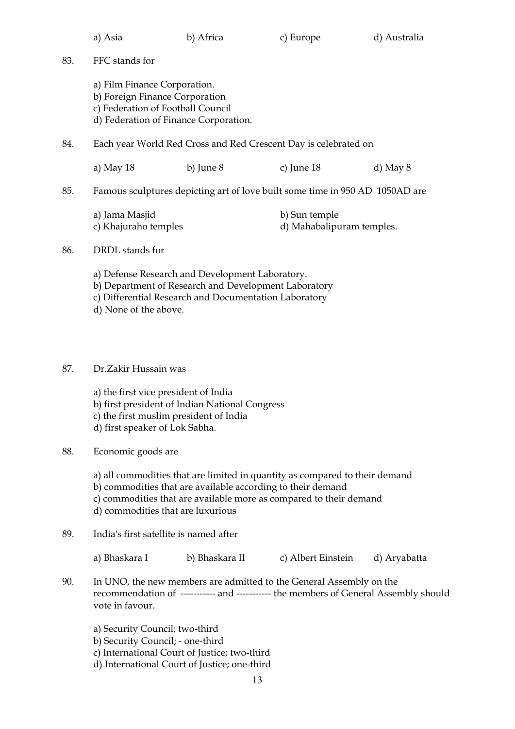a) Asia b) Africa c) Europe d) Australia

83. FFC stands for

a) Film Finance Corporation.
b) Foreign Finance Corporation
c) Federation of Football Council
d) Federation of Finance Corporation.

84. Each year World Red Cross and Red Crescent Day is celebrated on

a) May 18 b) June 8 c) June 18 d) May 8

85. Famous sculptures depicting art of love built some time in 950 AD 1050AD are

a) Jama Masjid
b) Sun temple
c) Khajuraho temples
d) Mahabalipuram temples.

86. DRDL stands for

a) Defense Research and Development Laboratory.
b) Department of Research and Development Laboratory
c) Differential Research and Documentation Laboratory
d) None of the above.

87. Dr.Zakir Hussain was

a) the first vice president of India
b) first president of Indian National Congress
c) the first muslim president of India
d) first speaker of Lok Sabha.

88. Economic goods are

a) all commodities that are limited in quantity as compared to their demand
b) commodities that are available according to their demand
c) commodities that are available more as compared to their demand
d) commodities that are luxurious

89. India's first satellite is named after

a) Bhaskara I b) Bhaskara II c) Albert Einstein d) Aryabatta

90. In UNO, the new members are admitted to the General Assembly on the recommendation of ----------- and ----------- the members of General Assembly should vote in favour.

a) Security Council; two-third
b) Security Council; - one-third
c) International Court of Justice; two-third
d) International Court of Justice; one-third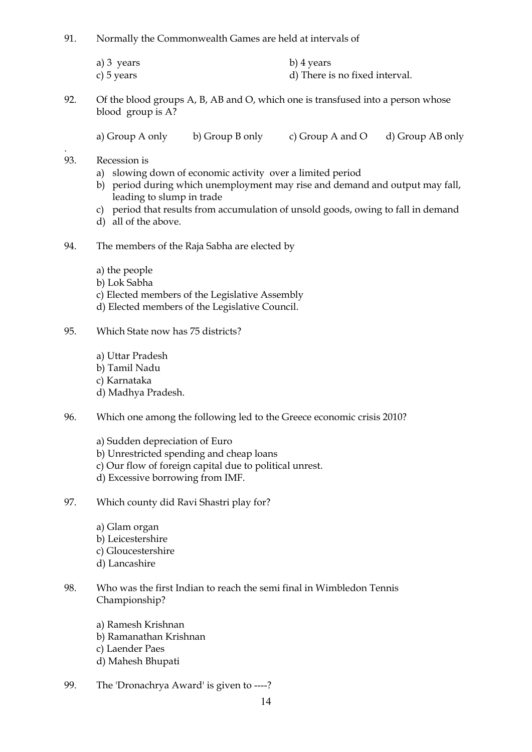91. Normally the Commonwealth Games are held at intervals of

    a) 3 years
    b) 4 years
    c) 5 years
    d) There is no fixed interval.

92. Of the blood groups A, B, AB and O, which one is transfused into a person whose blood group is A?

    a) Group A only
    b) Group B only
    c) Group A and O
    d) Group AB only

93. Recession is
    a) slowing down of economic activity over a limited period
    b) period during which unemployment may rise and demand and output may fall, leading to slump in trade
    c) period that results from accumulation of unsold goods, owing to fall in demand
    d) all of the above.

94. The members of the Raja Sabha are elected by

    a) the people
    b) Lok Sabha
    c) Elected members of the Legislative Assembly
    d) Elected members of the Legislative Council.

95. Which State now has 75 districts?

    a) Uttar Pradesh
    b) Tamil Nadu
    c) Karnataka
    d) Madhya Pradesh.

96. Which one among the following led to the Greece economic crisis 2010?

    a) Sudden depreciation of Euro
    b) Unrestricted spending and cheap loans
    c) Our flow of foreign capital due to political unrest.
    d) Excessive borrowing from IMF.

97. Which county did Ravi Shastri play for?

    a) Glam organ
    b) Leicestershire
    c) Gloucestershire
    d) Lancashire

98. Who was the first Indian to reach the semi final in Wimbledon Tennis Championship?

    a) Ramesh Krishnan
    b) Ramanathan Krishnan
    c) Laender Paes
    d) Mahesh Bhupati

99. The 'Dronachrya Award' is given to ----?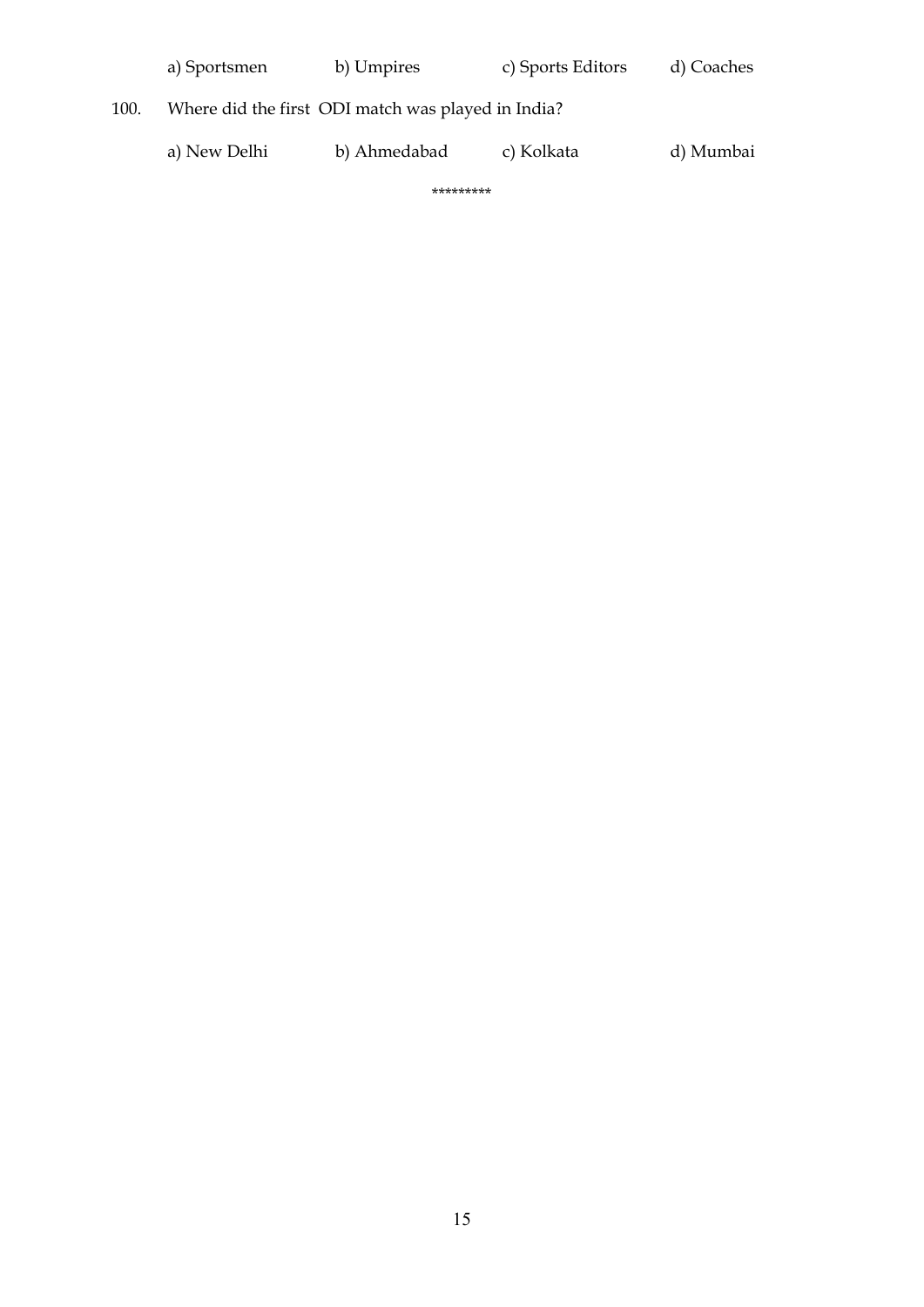a) Sportsmen b) Umpires c) Sports Editors d) Coaches

100. Where did the first ODI match was played in India?

a) New Delhi b) Ahmedabad c) Kolkata d) Mumbai

*********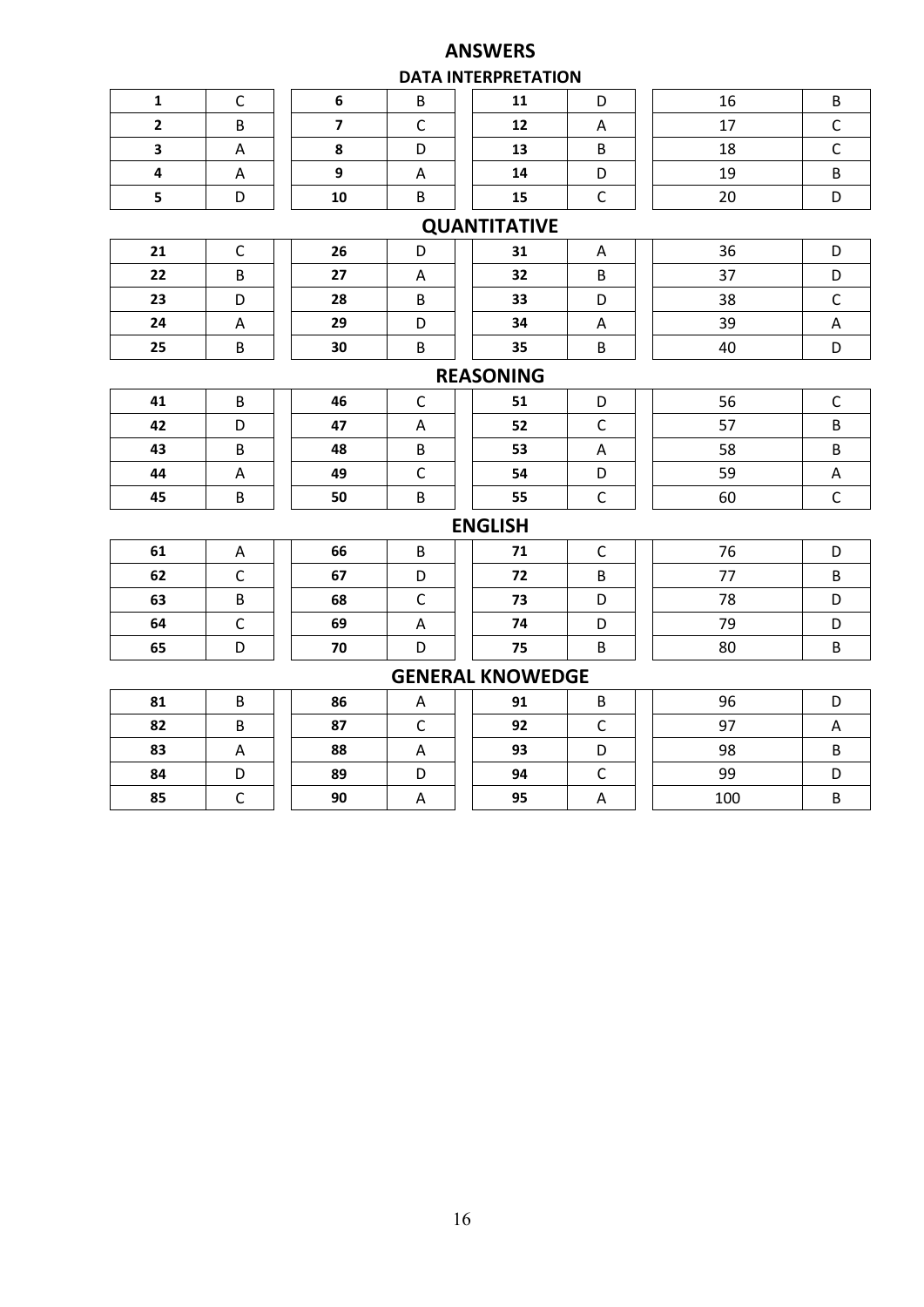# ANSWERS

## DATA INTERPRETATION

| | | | | | | | |
|---|---|---|---|---|---|---|---|
| **1** | C | **6** | B | **11** | D | 16 | B |
| **2** | B | **7** | C | **12** | A | 17 | C |
| **3** | A | **8** | D | **13** | B | 18 | C |
| **4** | A | **9** | A | **14** | D | 19 | B |
| **5** | D | **10** | B | **15** | C | 20 | D |

## QUANTITATIVE

| | | | | | | | |
|---|---|---|---|---|---|---|---|
| **21** | C | **26** | D | **31** | A | 36 | D |
| **22** | B | **27** | A | **32** | B | 37 | D |
| **23** | D | **28** | B | **33** | D | 38 | C |
| **24** | A | **29** | D | **34** | A | 39 | A |
| **25** | B | **30** | B | **35** | B | 40 | D |

## REASONING

| | | | | | | | |
|---|---|---|---|---|---|---|---|
| **41** | B | **46** | C | **51** | D | 56 | C |
| **42** | D | **47** | A | **52** | C | 57 | B |
| **43** | B | **48** | B | **53** | A | 58 | B |
| **44** | A | **49** | C | **54** | D | 59 | A |
| **45** | B | **50** | B | **55** | C | 60 | C |

## ENGLISH

| | | | | | | | |
|---|---|---|---|---|---|---|---|
| **61** | A | **66** | B | **71** | C | 76 | D |
| **62** | C | **67** | D | **72** | B | 77 | B |
| **63** | B | **68** | C | **73** | D | 78 | D |
| **64** | C | **69** | A | **74** | D | 79 | D |
| **65** | D | **70** | D | **75** | B | 80 | B |

## GENERAL KNOWEDGE

| | | | | | | | |
|---|---|---|---|---|---|---|---|
| **81** | B | **86** | A | **91** | B | 96 | D |
| **82** | B | **87** | C | **92** | C | 97 | A |
| **83** | A | **88** | A | **93** | D | 98 | B |
| **84** | D | **89** | D | **94** | C | 99 | D |
| **85** | C | **90** | A | **95** | A | 100 | B |